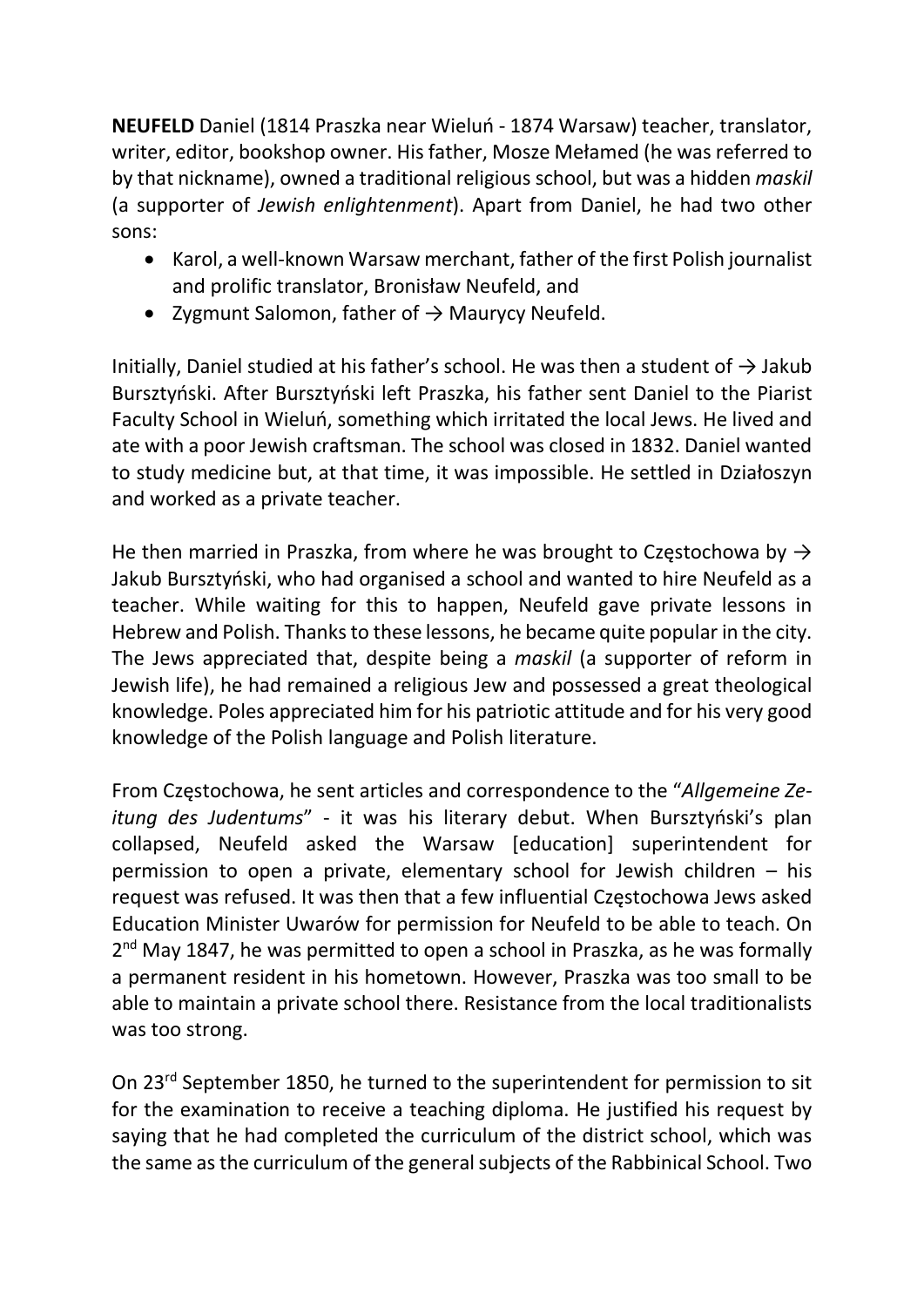**NEUFELD** Daniel (1814 Praszka near Wieluń - 1874 Warsaw) teacher, translator, writer, editor, bookshop owner. His father, Mosze Mełamed (he was referred to by that nickname), owned a traditional religious school, but was a hidden *maskil* (a supporter of *Jewish enlightenment*). Apart from Daniel, he had two other sons:

- Karol, a well-known Warsaw merchant, father of the first Polish journalist and prolific translator, Bronisław Neufeld, and
- Zygmunt Salomon, father of → Maurycy Neufeld.

Initially, Daniel studied at his father's school. He was then a student of → Jakub Bursztyński. After Bursztyński left Praszka, his father sent Daniel to the Piarist Faculty School in Wieluń, something which irritated the local Jews. He lived and ate with a poor Jewish craftsman. The school was closed in 1832. Daniel wanted to study medicine but, at that time, it was impossible. He settled in Działoszyn and worked as a private teacher.

He then married in Praszka, from where he was brought to Częstochowa by → Jakub Bursztyński, who had organised a school and wanted to hire Neufeld as a teacher. While waiting for this to happen, Neufeld gave private lessons in Hebrew and Polish. Thanks to these lessons, he became quite popular in the city. The Jews appreciated that, despite being a *maskil* (a supporter of reform in Jewish life), he had remained a religious Jew and possessed a great theological knowledge. Poles appreciated him for his patriotic attitude and for his very good knowledge of the Polish language and Polish literature.

From Częstochowa, he sent articles and correspondence to the "*Allgemeine Zeitung des Judentums*" - it was his literary debut. When Bursztyński's plan collapsed, Neufeld asked the Warsaw [education] superintendent for permission to open a private, elementary school for Jewish children – his request was refused. It was then that a few influential Częstochowa Jews asked Education Minister Uwarów for permission for Neufeld to be able to teach. On 2nd May 1847, he was permitted to open a school in Praszka, as he was formally a permanent resident in his hometown. However, Praszka was too small to be able to maintain a private school there. Resistance from the local traditionalists was too strong.

On 23rd September 1850, he turned to the superintendent for permission to sit for the examination to receive a teaching diploma. He justified his request by saying that he had completed the curriculum of the district school, which was the same as the curriculum of the general subjects of the Rabbinical School. Two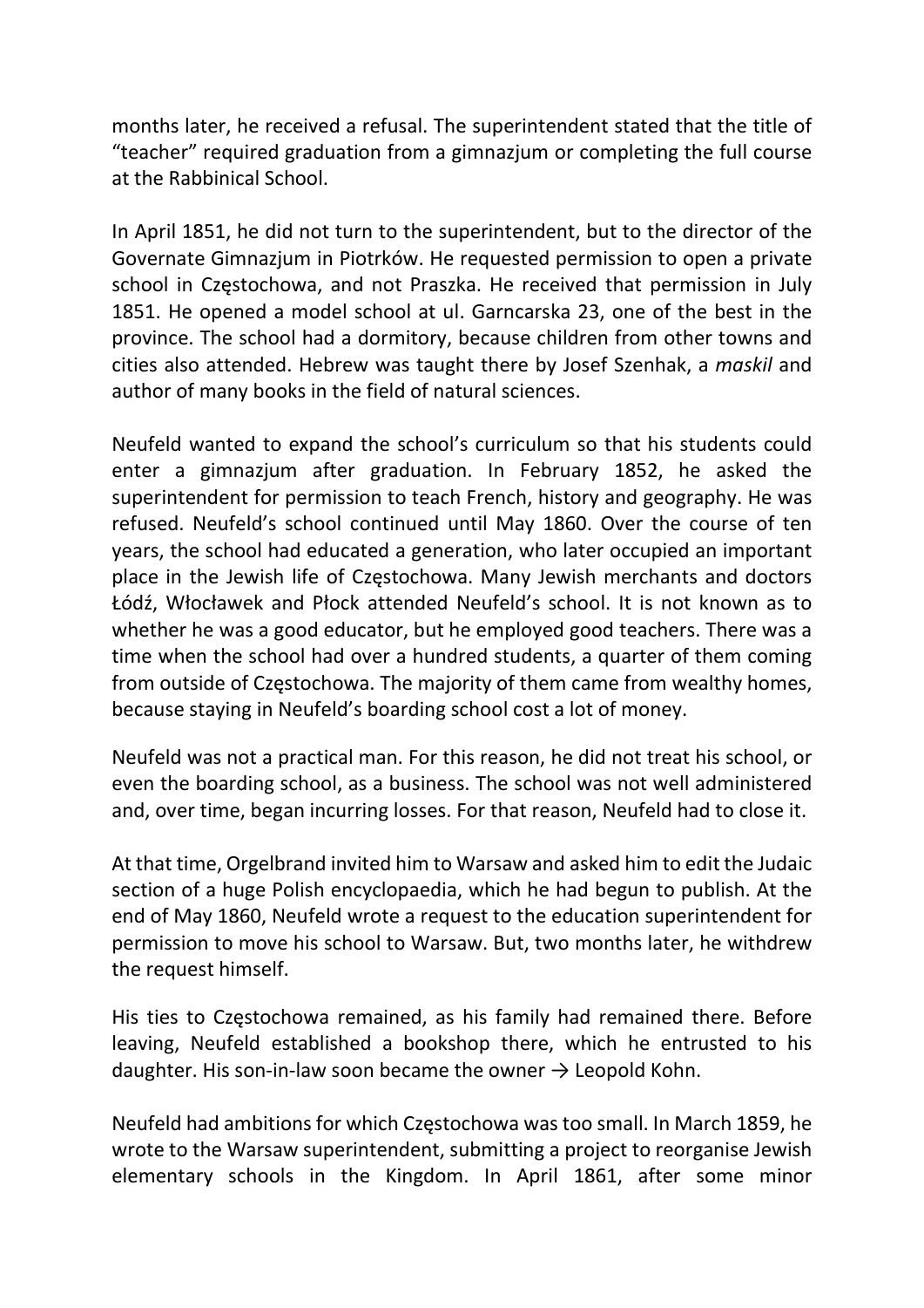months later, he received a refusal. The superintendent stated that the title of "teacher" required graduation from a gimnazjum or completing the full course at the Rabbinical School.

In April 1851, he did not turn to the superintendent, but to the director of the Governate Gimnazjum in Piotrków. He requested permission to open a private school in Częstochowa, and not Praszka. He received that permission in July 1851. He opened a model school at ul. Garncarska 23, one of the best in the province. The school had a dormitory, because children from other towns and cities also attended. Hebrew was taught there by Josef Szenhak, a *maskil* and author of many books in the field of natural sciences.

Neufeld wanted to expand the school's curriculum so that his students could enter a gimnazjum after graduation. In February 1852, he asked the superintendent for permission to teach French, history and geography. He was refused. Neufeld's school continued until May 1860. Over the course of ten years, the school had educated a generation, who later occupied an important place in the Jewish life of Częstochowa. Many Jewish merchants and doctors Łódź, Włocławek and Płock attended Neufeld's school. It is not known as to whether he was a good educator, but he employed good teachers. There was a time when the school had over a hundred students, a quarter of them coming from outside of Częstochowa. The majority of them came from wealthy homes, because staying in Neufeld's boarding school cost a lot of money.

Neufeld was not a practical man. For this reason, he did not treat his school, or even the boarding school, as a business. The school was not well administered and, over time, began incurring losses. For that reason, Neufeld had to close it.

At that time, Orgelbrand invited him to Warsaw and asked him to edit the Judaic section of a huge Polish encyclopaedia, which he had begun to publish. At the end of May 1860, Neufeld wrote a request to the education superintendent for permission to move his school to Warsaw. But, two months later, he withdrew the request himself.

His ties to Częstochowa remained, as his family had remained there. Before leaving, Neufeld established a bookshop there, which he entrusted to his daughter. His son-in-law soon became the owner → Leopold Kohn.

Neufeld had ambitions for which Częstochowa was too small. In March 1859, he wrote to the Warsaw superintendent, submitting a project to reorganise Jewish elementary schools in the Kingdom. In April 1861, after some minor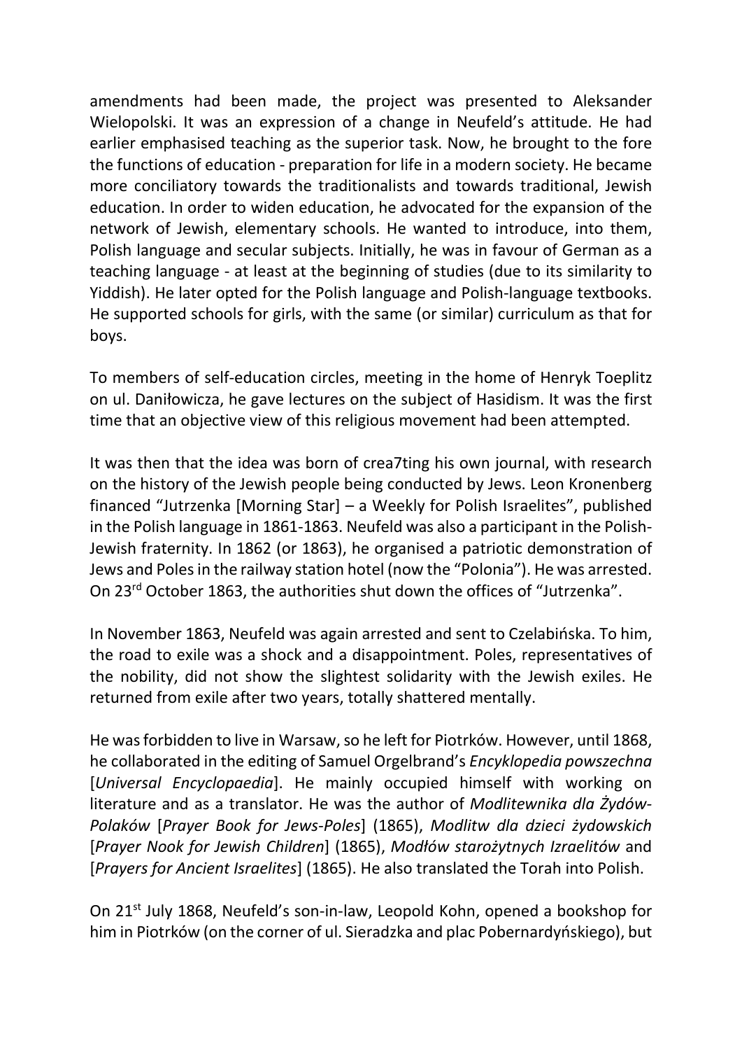amendments had been made, the project was presented to Aleksander Wielopolski. It was an expression of a change in Neufeld's attitude. He had earlier emphasised teaching as the superior task. Now, he brought to the fore the functions of education - preparation for life in a modern society. He became more conciliatory towards the traditionalists and towards traditional, Jewish education. In order to widen education, he advocated for the expansion of the network of Jewish, elementary schools. He wanted to introduce, into them, Polish language and secular subjects. Initially, he was in favour of German as a teaching language - at least at the beginning of studies (due to its similarity to Yiddish). He later opted for the Polish language and Polish-language textbooks. He supported schools for girls, with the same (or similar) curriculum as that for boys.

To members of self-education circles, meeting in the home of Henryk Toeplitz on ul. Daniłowicza, he gave lectures on the subject of Hasidism. It was the first time that an objective view of this religious movement had been attempted.

It was then that the idea was born of crea7ting his own journal, with research on the history of the Jewish people being conducted by Jews. Leon Kronenberg financed "Jutrzenka [Morning Star] – a Weekly for Polish Israelites", published in the Polish language in 1861-1863. Neufeld was also a participant in the Polish-Jewish fraternity. In 1862 (or 1863), he organised a patriotic demonstration of Jews and Poles in the railway station hotel (now the "Polonia"). He was arrested. On 23rd October 1863, the authorities shut down the offices of "Jutrzenka".

In November 1863, Neufeld was again arrested and sent to Czelabińska. To him, the road to exile was a shock and a disappointment. Poles, representatives of the nobility, did not show the slightest solidarity with the Jewish exiles. He returned from exile after two years, totally shattered mentally.

He was forbidden to live in Warsaw, so he left for Piotrków. However, until 1868, he collaborated in the editing of Samuel Orgelbrand's *Encyklopedia powszechna* [*Universal Encyclopaedia*]. He mainly occupied himself with working on literature and as a translator. He was the author of *Modlitewnika dla Żydów-Polaków* [*Prayer Book for Jews-Poles*] (1865), *Modlitw dla dzieci żydowskich* [*Prayer Nook for Jewish Children*] (1865), *Modłów starożytnych Izraelitów* and [*Prayers for Ancient Israelites*] (1865). He also translated the Torah into Polish.

On 21st July 1868, Neufeld's son-in-law, Leopold Kohn, opened a bookshop for him in Piotrków (on the corner of ul. Sieradzka and plac Pobernardyńskiego), but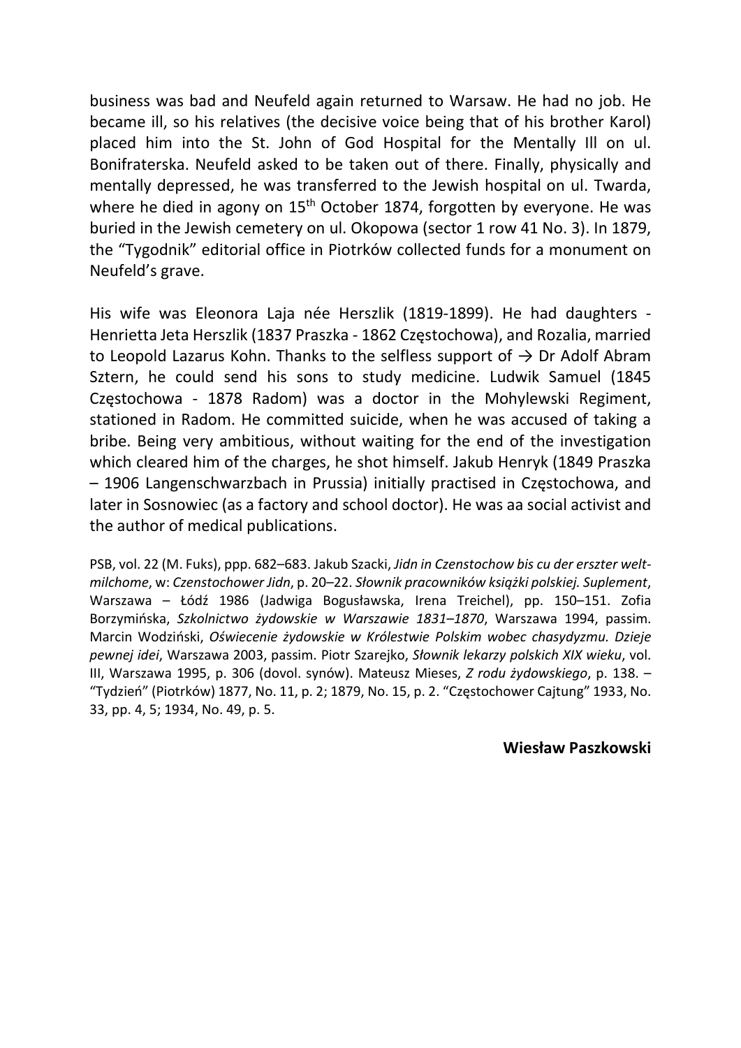business was bad and Neufeld again returned to Warsaw. He had no job. He became ill, so his relatives (the decisive voice being that of his brother Karol) placed him into the St. John of God Hospital for the Mentally Ill on ul. Bonifraterska. Neufeld asked to be taken out of there. Finally, physically and mentally depressed, he was transferred to the Jewish hospital on ul. Twarda, where he died in agony on 15th October 1874, forgotten by everyone. He was buried in the Jewish cemetery on ul. Okopowa (sector 1 row 41 No. 3). In 1879, the "Tygodnik" editorial office in Piotrków collected funds for a monument on Neufeld's grave.

His wife was Eleonora Laja née Herszlik (1819-1899). He had daughters - Henrietta Jeta Herszlik (1837 Praszka - 1862 Częstochowa), and Rozalia, married to Leopold Lazarus Kohn. Thanks to the selfless support of → Dr Adolf Abram Sztern, he could send his sons to study medicine. Ludwik Samuel (1845 Częstochowa - 1878 Radom) was a doctor in the Mohylewski Regiment, stationed in Radom. He committed suicide, when he was accused of taking a bribe. Being very ambitious, without waiting for the end of the investigation which cleared him of the charges, he shot himself. Jakub Henryk (1849 Praszka – 1906 Langenschwarzbach in Prussia) initially practised in Częstochowa, and later in Sosnowiec (as a factory and school doctor). He was aa social activist and the author of medical publications.

PSB, vol. 22 (M. Fuks), ppp. 682–683. Jakub Szacki, *Jidn in Czenstochow bis cu der erszter welt-milchome*, w: *Czenstochower Jidn*, p. 20–22. *Słownik pracowników książki polskiej. Suplement*, Warszawa – Łódź 1986 (Jadwiga Bogusławska, Irena Treichel), pp. 150–151. Zofia Borzymińska, *Szkolnictwo żydowskie w Warszawie 1831–1870*, Warszawa 1994, passim. Marcin Wodziński, *Oświecenie żydowskie w Królestwie Polskim wobec chasydyzmu. Dzieje pewnej idei*, Warszawa 2003, passim. Piotr Szarejko, *Słownik lekarzy polskich XIX wieku*, vol. III, Warszawa 1995, p. 306 (dovol. synów). Mateusz Mieses, *Z rodu żydowskiego*, p. 138. – "Tydzień" (Piotrków) 1877, No. 11, p. 2; 1879, No. 15, p. 2. "Częstochower Cajtung" 1933, No. 33, pp. 4, 5; 1934, No. 49, p. 5.

**Wiesław Paszkowski**